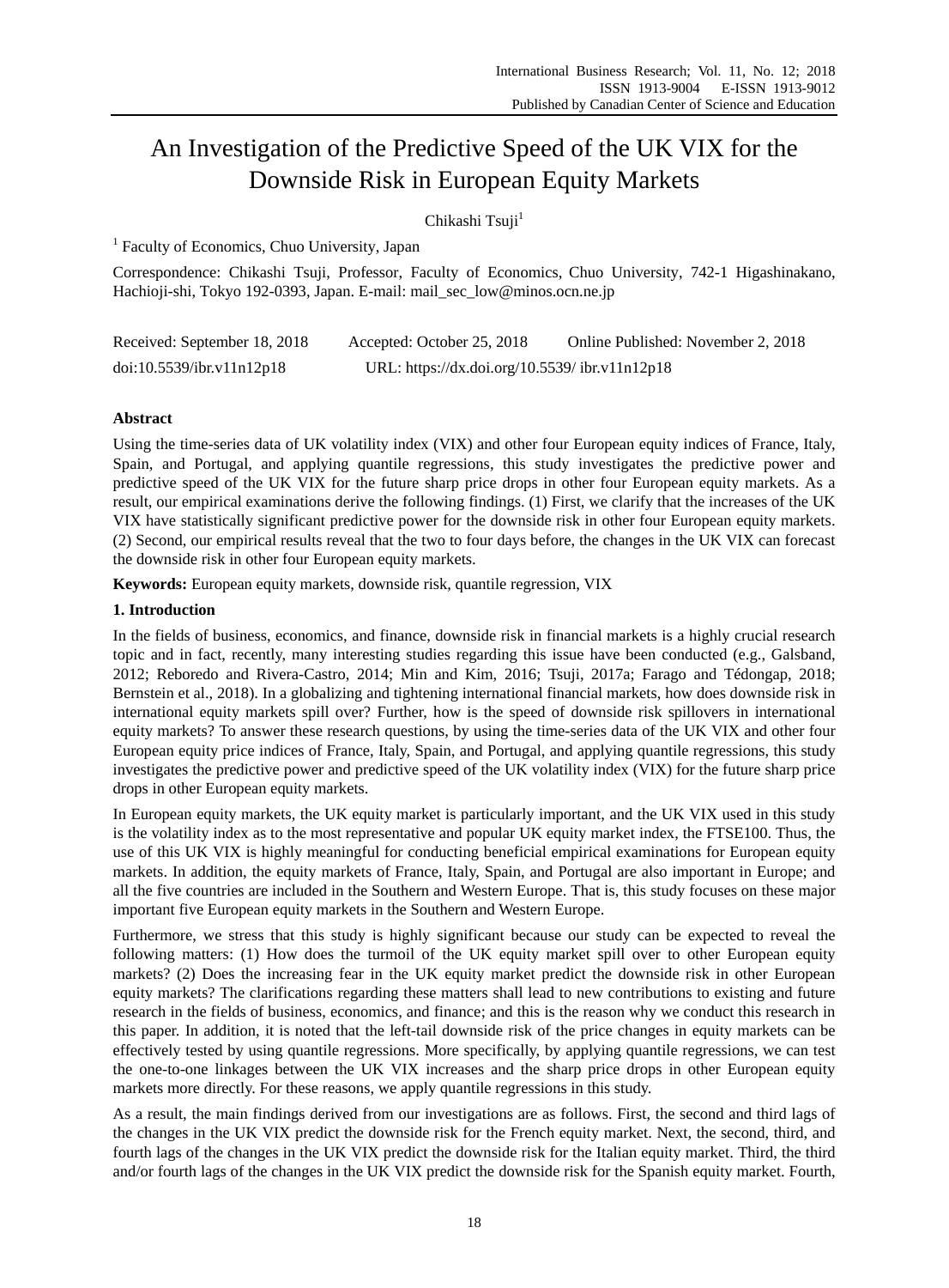# An Investigation of the Predictive Speed of the UK VIX for the Downside Risk in European Equity Markets

Chikashi Tsuji[1]

[1] Faculty of Economics, Chuo University, Japan

Correspondence: Chikashi Tsuji, Professor, Faculty of Economics, Chuo University, 742-1 Higashinakano, Hachioji-shi, Tokyo 192-0393, Japan. E-mail: mail_sec_low@minos.ocn.ne.jp

Received: September 18, 2018 Accepted: October 25, 2018 Online Published: November 2, 2018

doi:10.5539/ibr.v11n12p18 URL: https://dx.doi.org/10.5539/ ibr.v11n12p18

## Abstract

Using the time-series data of UK volatility index (VIX) and other four European equity indices of France, Italy, Spain, and Portugal, and applying quantile regressions, this study investigates the predictive power and predictive speed of the UK VIX for the future sharp price drops in other four European equity markets. As a result, our empirical examinations derive the following findings. (1) First, we clarify that the increases of the UK VIX have statistically significant predictive power for the downside risk in other four European equity markets. (2) Second, our empirical results reveal that the two to four days before, the changes in the UK VIX can forecast the downside risk in other four European equity markets.

**Keywords:** European equity markets, downside risk, quantile regression, VIX

## 1. Introduction

In the fields of business, economics, and finance, downside risk in financial markets is a highly crucial research topic and in fact, recently, many interesting studies regarding this issue have been conducted (e.g., Galsband, 2012; Reboredo and Rivera-Castro, 2014; Min and Kim, 2016; Tsuji, 2017a; Farago and Tédongap, 2018; Bernstein et al., 2018). In a globalizing and tightening international financial markets, how does downside risk in international equity markets spill over? Further, how is the speed of downside risk spillovers in international equity markets? To answer these research questions, by using the time-series data of the UK VIX and other four European equity price indices of France, Italy, Spain, and Portugal, and applying quantile regressions, this study investigates the predictive power and predictive speed of the UK volatility index (VIX) for the future sharp price drops in other European equity markets.

In European equity markets, the UK equity market is particularly important, and the UK VIX used in this study is the volatility index as to the most representative and popular UK equity market index, the FTSE100. Thus, the use of this UK VIX is highly meaningful for conducting beneficial empirical examinations for European equity markets. In addition, the equity markets of France, Italy, Spain, and Portugal are also important in Europe; and all the five countries are included in the Southern and Western Europe. That is, this study focuses on these major important five European equity markets in the Southern and Western Europe.

Furthermore, we stress that this study is highly significant because our study can be expected to reveal the following matters: (1) How does the turmoil of the UK equity market spill over to other European equity markets? (2) Does the increasing fear in the UK equity market predict the downside risk in other European equity markets? The clarifications regarding these matters shall lead to new contributions to existing and future research in the fields of business, economics, and finance; and this is the reason why we conduct this research in this paper. In addition, it is noted that the left-tail downside risk of the price changes in equity markets can be effectively tested by using quantile regressions. More specifically, by applying quantile regressions, we can test the one-to-one linkages between the UK VIX increases and the sharp price drops in other European equity markets more directly. For these reasons, we apply quantile regressions in this study.

As a result, the main findings derived from our investigations are as follows. First, the second and third lags of the changes in the UK VIX predict the downside risk for the French equity market. Next, the second, third, and fourth lags of the changes in the UK VIX predict the downside risk for the Italian equity market. Third, the third and/or fourth lags of the changes in the UK VIX predict the downside risk for the Spanish equity market. Fourth,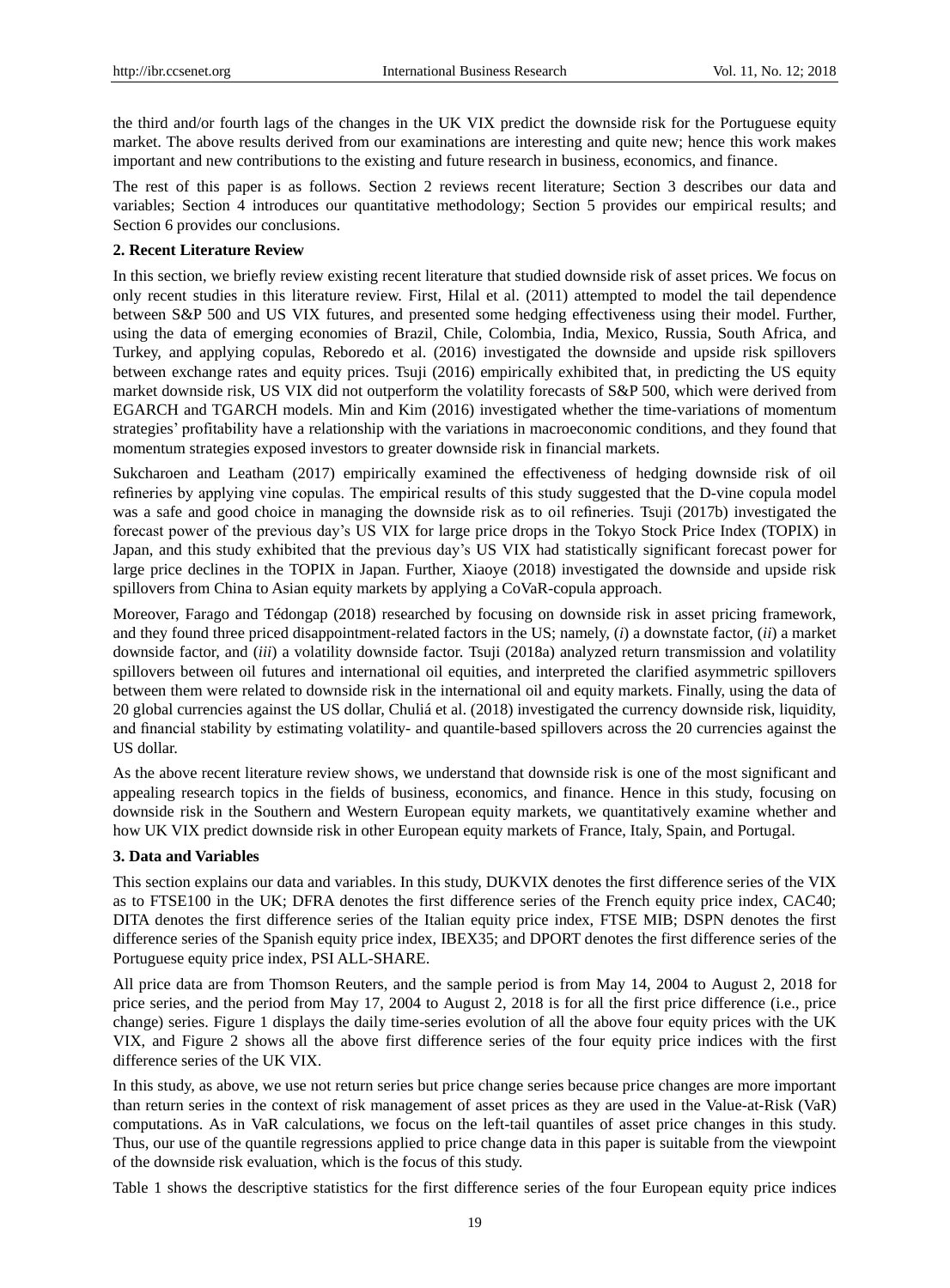the third and/or fourth lags of the changes in the UK VIX predict the downside risk for the Portuguese equity market. The above results derived from our examinations are interesting and quite new; hence this work makes important and new contributions to the existing and future research in business, economics, and finance.

The rest of this paper is as follows. Section 2 reviews recent literature; Section 3 describes our data and variables; Section 4 introduces our quantitative methodology; Section 5 provides our empirical results; and Section 6 provides our conclusions.

## 2. Recent Literature Review

In this section, we briefly review existing recent literature that studied downside risk of asset prices. We focus on only recent studies in this literature review. First, Hilal et al. (2011) attempted to model the tail dependence between S&P 500 and US VIX futures, and presented some hedging effectiveness using their model. Further, using the data of emerging economies of Brazil, Chile, Colombia, India, Mexico, Russia, South Africa, and Turkey, and applying copulas, Reboredo et al. (2016) investigated the downside and upside risk spillovers between exchange rates and equity prices. Tsuji (2016) empirically exhibited that, in predicting the US equity market downside risk, US VIX did not outperform the volatility forecasts of S&P 500, which were derived from EGARCH and TGARCH models. Min and Kim (2016) investigated whether the time-variations of momentum strategies' profitability have a relationship with the variations in macroeconomic conditions, and they found that momentum strategies exposed investors to greater downside risk in financial markets.

Sukcharoen and Leatham (2017) empirically examined the effectiveness of hedging downside risk of oil refineries by applying vine copulas. The empirical results of this study suggested that the D-vine copula model was a safe and good choice in managing the downside risk as to oil refineries. Tsuji (2017b) investigated the forecast power of the previous day's US VIX for large price drops in the Tokyo Stock Price Index (TOPIX) in Japan, and this study exhibited that the previous day's US VIX had statistically significant forecast power for large price declines in the TOPIX in Japan. Further, Xiaoye (2018) investigated the downside and upside risk spillovers from China to Asian equity markets by applying a CoVaR-copula approach.

Moreover, Farago and Tédongap (2018) researched by focusing on downside risk in asset pricing framework, and they found three priced disappointment-related factors in the US; namely, (*i*) a downstate factor, (*ii*) a market downside factor, and (*iii*) a volatility downside factor. Tsuji (2018a) analyzed return transmission and volatility spillovers between oil futures and international oil equities, and interpreted the clarified asymmetric spillovers between them were related to downside risk in the international oil and equity markets. Finally, using the data of 20 global currencies against the US dollar, Chuliá et al. (2018) investigated the currency downside risk, liquidity, and financial stability by estimating volatility- and quantile-based spillovers across the 20 currencies against the US dollar.

As the above recent literature review shows, we understand that downside risk is one of the most significant and appealing research topics in the fields of business, economics, and finance. Hence in this study, focusing on downside risk in the Southern and Western European equity markets, we quantitatively examine whether and how UK VIX predict downside risk in other European equity markets of France, Italy, Spain, and Portugal.

## 3. Data and Variables

This section explains our data and variables. In this study, DUKVIX denotes the first difference series of the VIX as to FTSE100 in the UK; DFRA denotes the first difference series of the French equity price index, CAC40; DITA denotes the first difference series of the Italian equity price index, FTSE MIB; DSPN denotes the first difference series of the Spanish equity price index, IBEX35; and DPORT denotes the first difference series of the Portuguese equity price index, PSI ALL-SHARE.

All price data are from Thomson Reuters, and the sample period is from May 14, 2004 to August 2, 2018 for price series, and the period from May 17, 2004 to August 2, 2018 is for all the first price difference (i.e., price change) series. Figure 1 displays the daily time-series evolution of all the above four equity prices with the UK VIX, and Figure 2 shows all the above first difference series of the four equity price indices with the first difference series of the UK VIX.

In this study, as above, we use not return series but price change series because price changes are more important than return series in the context of risk management of asset prices as they are used in the Value-at-Risk (VaR) computations. As in VaR calculations, we focus on the left-tail quantiles of asset price changes in this study. Thus, our use of the quantile regressions applied to price change data in this paper is suitable from the viewpoint of the downside risk evaluation, which is the focus of this study.

Table 1 shows the descriptive statistics for the first difference series of the four European equity price indices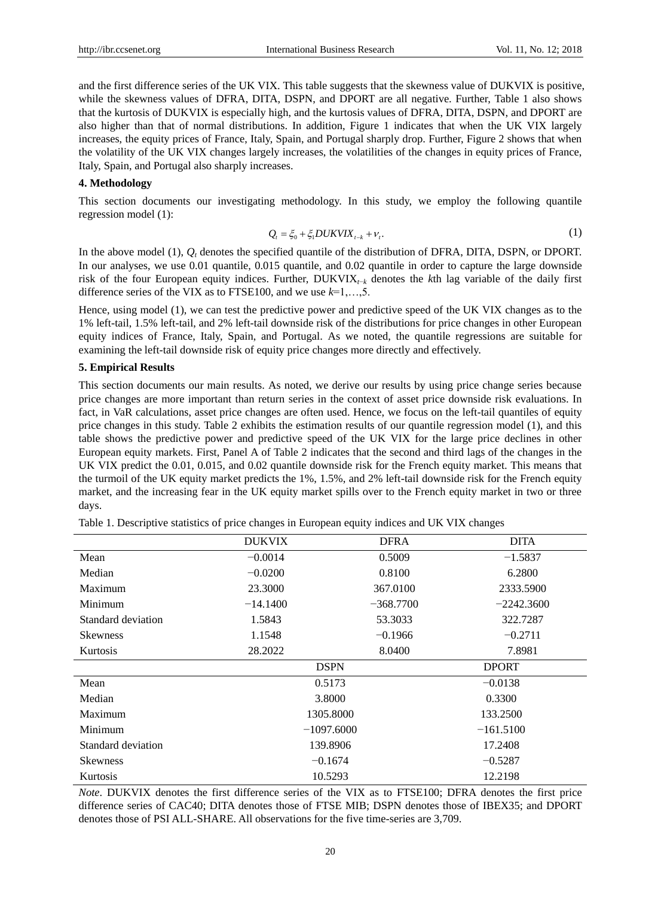and the first difference series of the UK VIX. This table suggests that the skewness value of DUKVIX is positive, while the skewness values of DFRA, DITA, DSPN, and DPORT are all negative. Further, Table 1 also shows that the kurtosis of DUKVIX is especially high, and the kurtosis values of DFRA, DITA, DSPN, and DPORT are also higher than that of normal distributions. In addition, Figure 1 indicates that when the UK VIX largely increases, the equity prices of France, Italy, Spain, and Portugal sharply drop. Further, Figure 2 shows that when the volatility of the UK VIX changes largely increases, the volatilities of the changes in equity prices of France, Italy, Spain, and Portugal also sharply increases.

**4. Methodology**

This section documents our investigating methodology. In this study, we employ the following quantile regression model (1):

$$Q_t = \xi_0 + \xi_1 DUKVIX_{t-k} + \nu_t. \tag{1}$$

In the above model (1), $Q_t$ denotes the specified quantile of the distribution of DFRA, DITA, DSPN, or DPORT. In our analyses, we use 0.01 quantile, 0.015 quantile, and 0.02 quantile in order to capture the large downside risk of the four European equity indices. Further, $\text{DUKVIX}_{t-k}$ denotes the $k$th lag variable of the daily first difference series of the VIX as to FTSE100, and we use $k$=1,…,5.

Hence, using model (1), we can test the predictive power and predictive speed of the UK VIX changes as to the 1% left-tail, 1.5% left-tail, and 2% left-tail downside risk of the distributions for price changes in other European equity indices of France, Italy, Spain, and Portugal. As we noted, the quantile regressions are suitable for examining the left-tail downside risk of equity price changes more directly and effectively.

**5. Empirical Results**

This section documents our main results. As noted, we derive our results by using price change series because price changes are more important than return series in the context of asset price downside risk evaluations. In fact, in VaR calculations, asset price changes are often used. Hence, we focus on the left-tail quantiles of equity price changes in this study. Table 2 exhibits the estimation results of our quantile regression model (1), and this table shows the predictive power and predictive speed of the UK VIX for the large price declines in other European equity markets. First, Panel A of Table 2 indicates that the second and third lags of the changes in the UK VIX predict the 0.01, 0.015, and 0.02 quantile downside risk for the French equity market. This means that the turmoil of the UK equity market predicts the 1%, 1.5%, and 2% left-tail downside risk for the French equity market, and the increasing fear in the UK equity market spills over to the French equity market in two or three days.

Table 1. Descriptive statistics of price changes in European equity indices and UK VIX changes

| | DUKVIX | DFRA | DITA |
|---|---|---|---|
| Mean | −0.0014 | 0.5009 | −1.5837 |
| Median | −0.0200 | 0.8100 | 6.2800 |
| Maximum | 23.3000 | 367.0100 | 2333.5900 |
| Minimum | −14.1400 | −368.7700 | −2242.3600 |
| Standard deviation | 1.5843 | 53.3033 | 322.7287 |
| Skewness | 1.1548 | −0.1966 | −0.2711 |
| Kurtosis | 28.2022 | 8.0400 | 7.8981 |
| | **DSPN** | **DPORT** | |
| Mean | 0.5173 | −0.0138 | |
| Median | 3.8000 | 0.3300 | |
| Maximum | 1305.8000 | 133.2500 | |
| Minimum | −1097.6000 | −161.5100 | |
| Standard deviation | 139.8906 | 17.2408 | |
| Skewness | −0.1674 | −0.5287 | |
| Kurtosis | 10.5293 | 12.2198 | |

*Note*. DUKVIX denotes the first difference series of the VIX as to FTSE100; DFRA denotes the first price difference series of CAC40; DITA denotes those of FTSE MIB; DSPN denotes those of IBEX35; and DPORT denotes those of PSI ALL-SHARE. All observations for the five time-series are 3,709.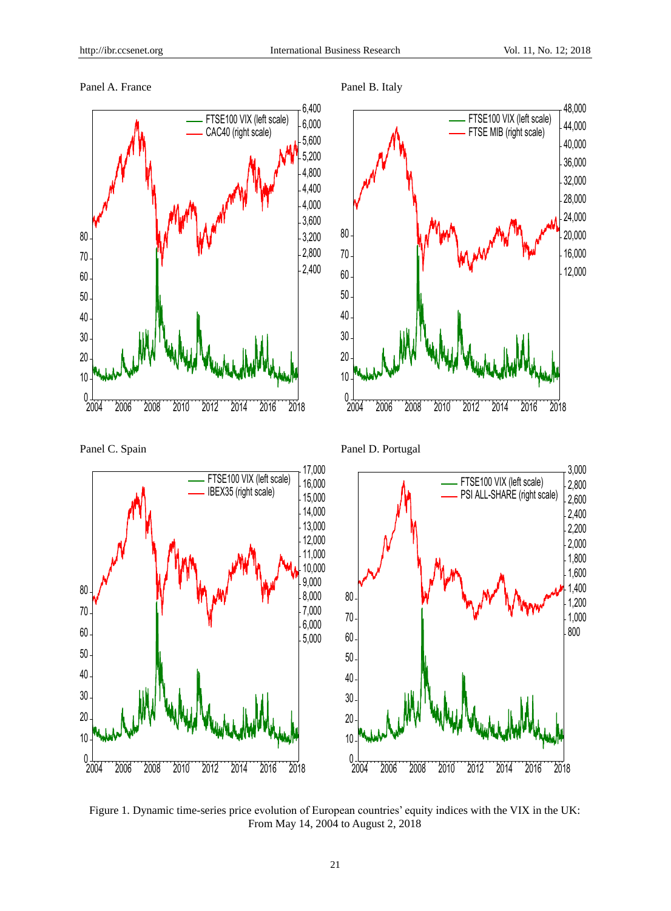Panel A. France

Panel B. Italy

Panel C. Spain

Panel D. Portugal

Figure 1. Dynamic time-series price evolution of European countries' equity indices with the VIX in the UK: From May 14, 2004 to August 2, 2018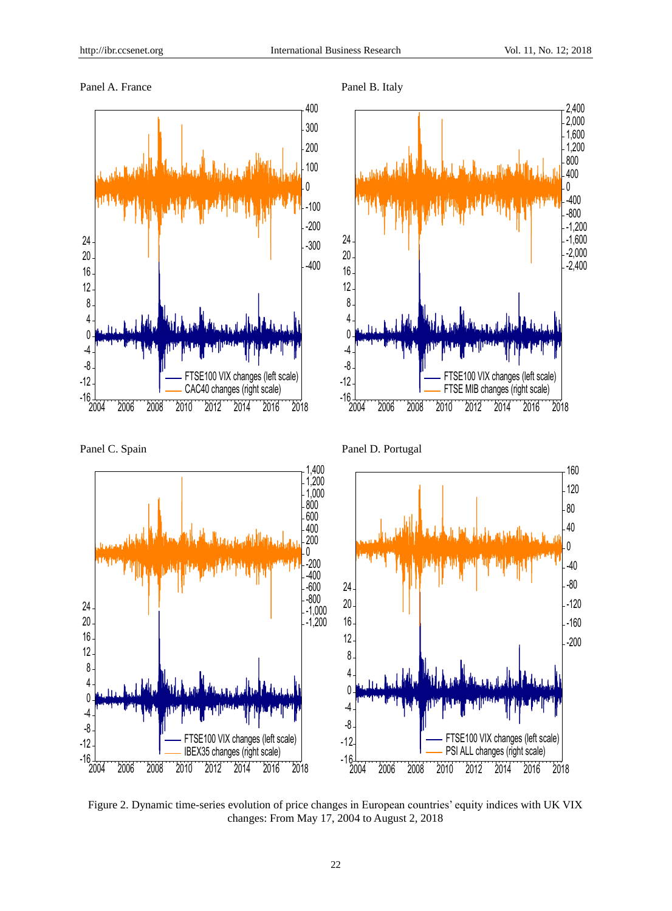Panel A. France

Panel B. Italy

Panel C. Spain

Panel D. Portugal

Figure 2. Dynamic time-series evolution of price changes in European countries' equity indices with UK VIX changes: From May 17, 2004 to August 2, 2018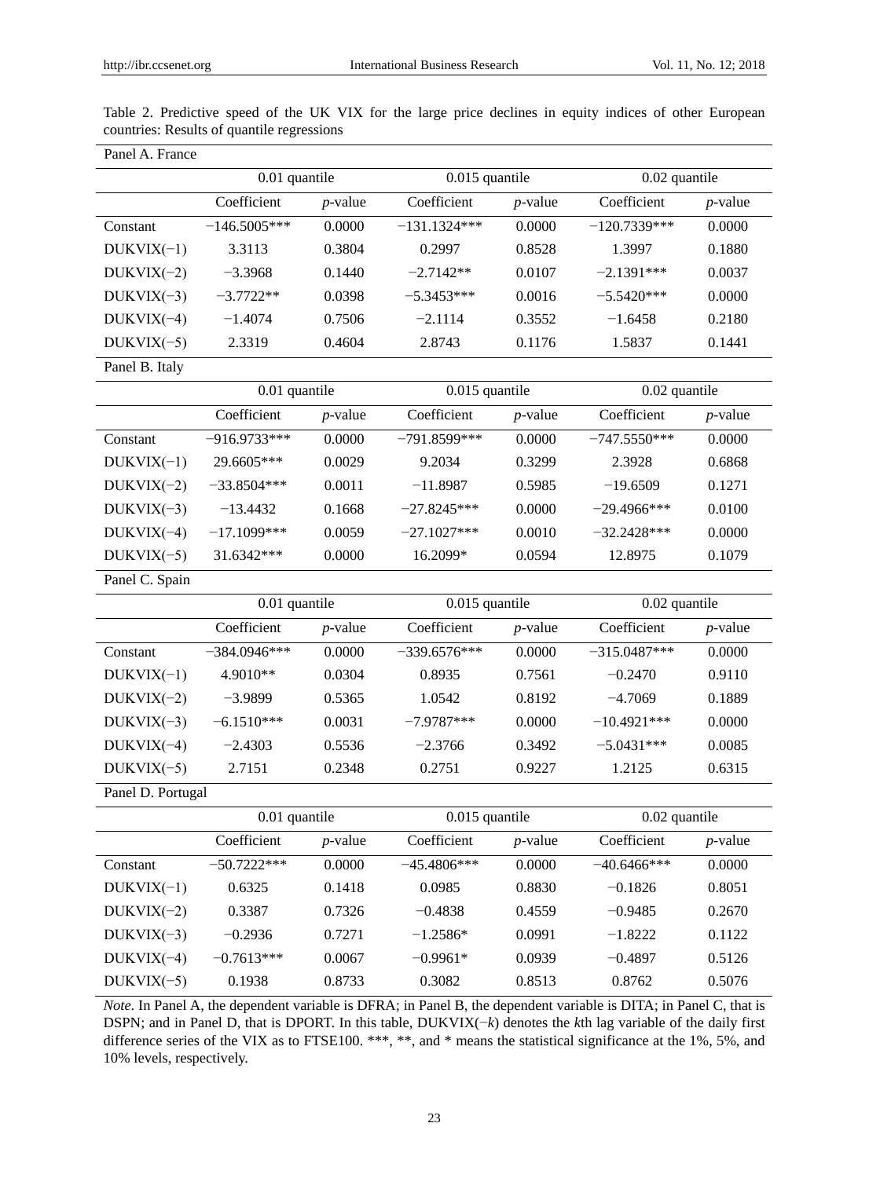Table 2. Predictive speed of the UK VIX for the large price declines in equity indices of other European countries: Results of quantile regressions

| Panel A. France | | | | | | |
|---|---|---|---|---|---|---|
| | 0.01 quantile | | 0.015 quantile | | 0.02 quantile | |
| | Coefficient | *p*-value | Coefficient | *p*-value | Coefficient | *p*-value |
| Constant | −146.5005*** | 0.0000 | −131.1324*** | 0.0000 | −120.7339*** | 0.0000 |
| DUKVIX(−1) | 3.3113 | 0.3804 | 0.2997 | 0.8528 | 1.3997 | 0.1880 |
| DUKVIX(−2) | −3.3968 | 0.1440 | −2.7142** | 0.0107 | −2.1391*** | 0.0037 |
| DUKVIX(−3) | −3.7722** | 0.0398 | −5.3453*** | 0.0016 | −5.5420*** | 0.0000 |
| DUKVIX(−4) | −1.4074 | 0.7506 | −2.1114 | 0.3552 | −1.6458 | 0.2180 |
| DUKVIX(−5) | 2.3319 | 0.4604 | 2.8743 | 0.1176 | 1.5837 | 0.1441 |
| **Panel B. Italy** | | | | | | |
| | 0.01 quantile | | 0.015 quantile | | 0.02 quantile | |
| | Coefficient | *p*-value | Coefficient | *p*-value | Coefficient | *p*-value |
| Constant | −916.9733*** | 0.0000 | −791.8599*** | 0.0000 | −747.5550*** | 0.0000 |
| DUKVIX(−1) | 29.6605*** | 0.0029 | 9.2034 | 0.3299 | 2.3928 | 0.6868 |
| DUKVIX(−2) | −33.8504*** | 0.0011 | −11.8987 | 0.5985 | −19.6509 | 0.1271 |
| DUKVIX(−3) | −13.4432 | 0.1668 | −27.8245*** | 0.0000 | −29.4966*** | 0.0100 |
| DUKVIX(−4) | −17.1099*** | 0.0059 | −27.1027*** | 0.0010 | −32.2428*** | 0.0000 |
| DUKVIX(−5) | 31.6342*** | 0.0000 | 16.2099* | 0.0594 | 12.8975 | 0.1079 |
| **Panel C. Spain** | | | | | | |
| | 0.01 quantile | | 0.015 quantile | | 0.02 quantile | |
| | Coefficient | *p*-value | Coefficient | *p*-value | Coefficient | *p*-value |
| Constant | −384.0946*** | 0.0000 | −339.6576*** | 0.0000 | −315.0487*** | 0.0000 |
| DUKVIX(−1) | 4.9010** | 0.0304 | 0.8935 | 0.7561 | −0.2470 | 0.9110 |
| DUKVIX(−2) | −3.9899 | 0.5365 | 1.0542 | 0.8192 | −4.7069 | 0.1889 |
| DUKVIX(−3) | −6.1510*** | 0.0031 | −7.9787*** | 0.0000 | −10.4921*** | 0.0000 |
| DUKVIX(−4) | −2.4303 | 0.5536 | −2.3766 | 0.3492 | −5.0431*** | 0.0085 |
| DUKVIX(−5) | 2.7151 | 0.2348 | 0.2751 | 0.9227 | 1.2125 | 0.6315 |
| **Panel D. Portugal** | | | | | | |
| | 0.01 quantile | | 0.015 quantile | | 0.02 quantile | |
| | Coefficient | *p*-value | Coefficient | *p*-value | Coefficient | *p*-value |
| Constant | −50.7222*** | 0.0000 | −45.4806*** | 0.0000 | −40.6466*** | 0.0000 |
| DUKVIX(−1) | 0.6325 | 0.1418 | 0.0985 | 0.8830 | −0.1826 | 0.8051 |
| DUKVIX(−2) | 0.3387 | 0.7326 | −0.4838 | 0.4559 | −0.9485 | 0.2670 |
| DUKVIX(−3) | −0.2936 | 0.7271 | −1.2586* | 0.0991 | −1.8222 | 0.1122 |
| DUKVIX(−4) | −0.7613*** | 0.0067 | −0.9961* | 0.0939 | −0.4897 | 0.5126 |
| DUKVIX(−5) | 0.1938 | 0.8733 | 0.3082 | 0.8513 | 0.8762 | 0.5076 |

*Note*. In Panel A, the dependent variable is DFRA; in Panel B, the dependent variable is DITA; in Panel C, that is DSPN; and in Panel D, that is DPORT. In this table, DUKVIX(−*k*) denotes the *k*th lag variable of the daily first difference series of the VIX as to FTSE100. ***, **, and * means the statistical significance at the 1%, 5%, and 10% levels, respectively.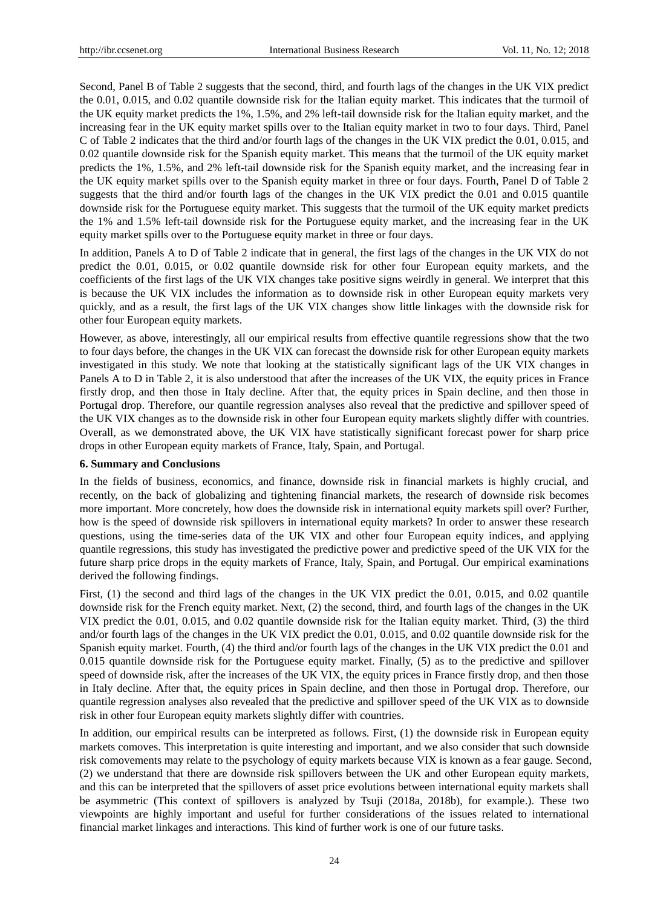Second, Panel B of Table 2 suggests that the second, third, and fourth lags of the changes in the UK VIX predict the 0.01, 0.015, and 0.02 quantile downside risk for the Italian equity market. This indicates that the turmoil of the UK equity market predicts the 1%, 1.5%, and 2% left-tail downside risk for the Italian equity market, and the increasing fear in the UK equity market spills over to the Italian equity market in two to four days. Third, Panel C of Table 2 indicates that the third and/or fourth lags of the changes in the UK VIX predict the 0.01, 0.015, and 0.02 quantile downside risk for the Spanish equity market. This means that the turmoil of the UK equity market predicts the 1%, 1.5%, and 2% left-tail downside risk for the Spanish equity market, and the increasing fear in the UK equity market spills over to the Spanish equity market in three or four days. Fourth, Panel D of Table 2 suggests that the third and/or fourth lags of the changes in the UK VIX predict the 0.01 and 0.015 quantile downside risk for the Portuguese equity market. This suggests that the turmoil of the UK equity market predicts the 1% and 1.5% left-tail downside risk for the Portuguese equity market, and the increasing fear in the UK equity market spills over to the Portuguese equity market in three or four days.

In addition, Panels A to D of Table 2 indicate that in general, the first lags of the changes in the UK VIX do not predict the 0.01, 0.015, or 0.02 quantile downside risk for other four European equity markets, and the coefficients of the first lags of the UK VIX changes take positive signs weirdly in general. We interpret that this is because the UK VIX includes the information as to downside risk in other European equity markets very quickly, and as a result, the first lags of the UK VIX changes show little linkages with the downside risk for other four European equity markets.

However, as above, interestingly, all our empirical results from effective quantile regressions show that the two to four days before, the changes in the UK VIX can forecast the downside risk for other European equity markets investigated in this study. We note that looking at the statistically significant lags of the UK VIX changes in Panels A to D in Table 2, it is also understood that after the increases of the UK VIX, the equity prices in France firstly drop, and then those in Italy decline. After that, the equity prices in Spain decline, and then those in Portugal drop. Therefore, our quantile regression analyses also reveal that the predictive and spillover speed of the UK VIX changes as to the downside risk in other four European equity markets slightly differ with countries. Overall, as we demonstrated above, the UK VIX have statistically significant forecast power for sharp price drops in other European equity markets of France, Italy, Spain, and Portugal.

### 6. Summary and Conclusions

In the fields of business, economics, and finance, downside risk in financial markets is highly crucial, and recently, on the back of globalizing and tightening financial markets, the research of downside risk becomes more important. More concretely, how does the downside risk in international equity markets spill over? Further, how is the speed of downside risk spillovers in international equity markets? In order to answer these research questions, using the time-series data of the UK VIX and other four European equity indices, and applying quantile regressions, this study has investigated the predictive power and predictive speed of the UK VIX for the future sharp price drops in the equity markets of France, Italy, Spain, and Portugal. Our empirical examinations derived the following findings.

First, (1) the second and third lags of the changes in the UK VIX predict the 0.01, 0.015, and 0.02 quantile downside risk for the French equity market. Next, (2) the second, third, and fourth lags of the changes in the UK VIX predict the 0.01, 0.015, and 0.02 quantile downside risk for the Italian equity market. Third, (3) the third and/or fourth lags of the changes in the UK VIX predict the 0.01, 0.015, and 0.02 quantile downside risk for the Spanish equity market. Fourth, (4) the third and/or fourth lags of the changes in the UK VIX predict the 0.01 and 0.015 quantile downside risk for the Portuguese equity market. Finally, (5) as to the predictive and spillover speed of downside risk, after the increases of the UK VIX, the equity prices in France firstly drop, and then those in Italy decline. After that, the equity prices in Spain decline, and then those in Portugal drop. Therefore, our quantile regression analyses also revealed that the predictive and spillover speed of the UK VIX as to downside risk in other four European equity markets slightly differ with countries.

In addition, our empirical results can be interpreted as follows. First, (1) the downside risk in European equity markets comoves. This interpretation is quite interesting and important, and we also consider that such downside risk comovements may relate to the psychology of equity markets because VIX is known as a fear gauge. Second, (2) we understand that there are downside risk spillovers between the UK and other European equity markets, and this can be interpreted that the spillovers of asset price evolutions between international equity markets shall be asymmetric (This context of spillovers is analyzed by Tsuji (2018a, 2018b), for example.). These two viewpoints are highly important and useful for further considerations of the issues related to international financial market linkages and interactions. This kind of further work is one of our future tasks.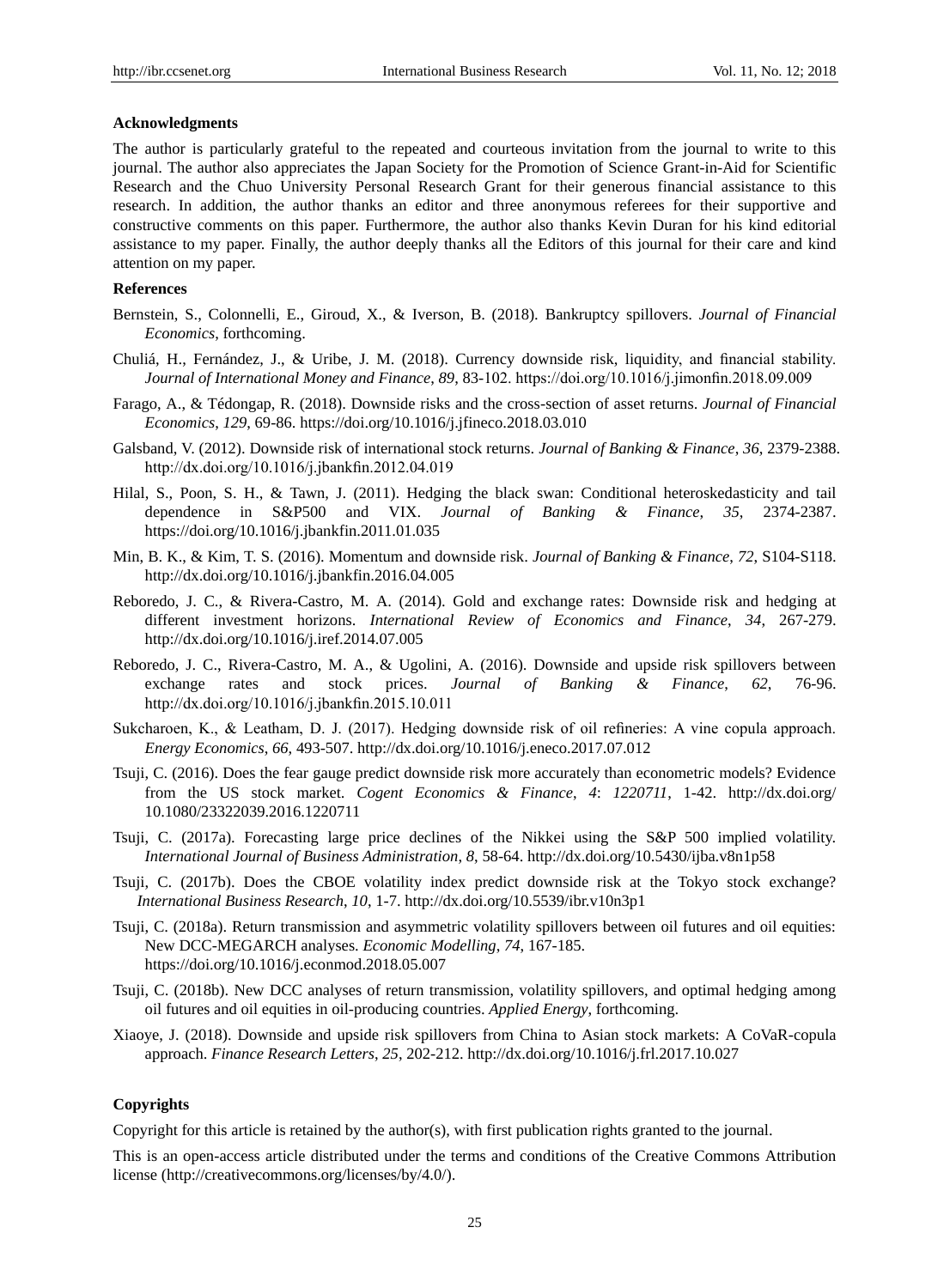**Acknowledgments**

The author is particularly grateful to the repeated and courteous invitation from the journal to write to this journal. The author also appreciates the Japan Society for the Promotion of Science Grant-in-Aid for Scientific Research and the Chuo University Personal Research Grant for their generous financial assistance to this research. In addition, the author thanks an editor and three anonymous referees for their supportive and constructive comments on this paper. Furthermore, the author also thanks Kevin Duran for his kind editorial assistance to my paper. Finally, the author deeply thanks all the Editors of this journal for their care and kind attention on my paper.

**References**

Bernstein, S., Colonnelli, E., Giroud, X., & Iverson, B. (2018). Bankruptcy spillovers. *Journal of Financial Economics*, forthcoming.

Chuliá, H., Fernández, J., & Uribe, J. M. (2018). Currency downside risk, liquidity, and financial stability. *Journal of International Money and Finance*, *89*, 83-102. https://doi.org/10.1016/j.jimonfin.2018.09.009

Farago, A., & Tédongap, R. (2018). Downside risks and the cross-section of asset returns. *Journal of Financial Economics*, *129*, 69-86. https://doi.org/10.1016/j.jfineco.2018.03.010

Galsband, V. (2012). Downside risk of international stock returns. *Journal of Banking & Finance*, *36*, 2379-2388. http://dx.doi.org/10.1016/j.jbankfin.2012.04.019

Hilal, S., Poon, S. H., & Tawn, J. (2011). Hedging the black swan: Conditional heteroskedasticity and tail dependence in S&P500 and VIX. *Journal of Banking & Finance*, *35*, 2374-2387. https://doi.org/10.1016/j.jbankfin.2011.01.035

Min, B. K., & Kim, T. S. (2016). Momentum and downside risk. *Journal of Banking & Finance*, *72*, S104-S118. http://dx.doi.org/10.1016/j.jbankfin.2016.04.005

Reboredo, J. C., & Rivera-Castro, M. A. (2014). Gold and exchange rates: Downside risk and hedging at different investment horizons. *International Review of Economics and Finance*, *34*, 267-279. http://dx.doi.org/10.1016/j.iref.2014.07.005

Reboredo, J. C., Rivera-Castro, M. A., & Ugolini, A. (2016). Downside and upside risk spillovers between exchange rates and stock prices. *Journal of Banking & Finance*, *62*, 76-96. http://dx.doi.org/10.1016/j.jbankfin.2015.10.011

Sukcharoen, K., & Leatham, D. J. (2017). Hedging downside risk of oil refineries: A vine copula approach. *Energy Economics*, *66*, 493-507. http://dx.doi.org/10.1016/j.eneco.2017.07.012

Tsuji, C. (2016). Does the fear gauge predict downside risk more accurately than econometric models? Evidence from the US stock market. *Cogent Economics & Finance*, *4*: *1220711*, 1-42. http://dx.doi.org/ 10.1080/23322039.2016.1220711

Tsuji, C. (2017a). Forecasting large price declines of the Nikkei using the S&P 500 implied volatility. *International Journal of Business Administration*, *8*, 58-64. http://dx.doi.org/10.5430/ijba.v8n1p58

Tsuji, C. (2017b). Does the CBOE volatility index predict downside risk at the Tokyo stock exchange? *International Business Research*, *10*, 1-7. http://dx.doi.org/10.5539/ibr.v10n3p1

Tsuji, C. (2018a). Return transmission and asymmetric volatility spillovers between oil futures and oil equities: New DCC-MEGARCH analyses. *Economic Modelling*, *74*, 167-185. https://doi.org/10.1016/j.econmod.2018.05.007

Tsuji, C. (2018b). New DCC analyses of return transmission, volatility spillovers, and optimal hedging among oil futures and oil equities in oil-producing countries. *Applied Energy*, forthcoming.

Xiaoye, J. (2018). Downside and upside risk spillovers from China to Asian stock markets: A CoVaR-copula approach. *Finance Research Letters*, *25*, 202-212. http://dx.doi.org/10.1016/j.frl.2017.10.027

**Copyrights**

Copyright for this article is retained by the author(s), with first publication rights granted to the journal.

This is an open-access article distributed under the terms and conditions of the Creative Commons Attribution license (http://creativecommons.org/licenses/by/4.0/).